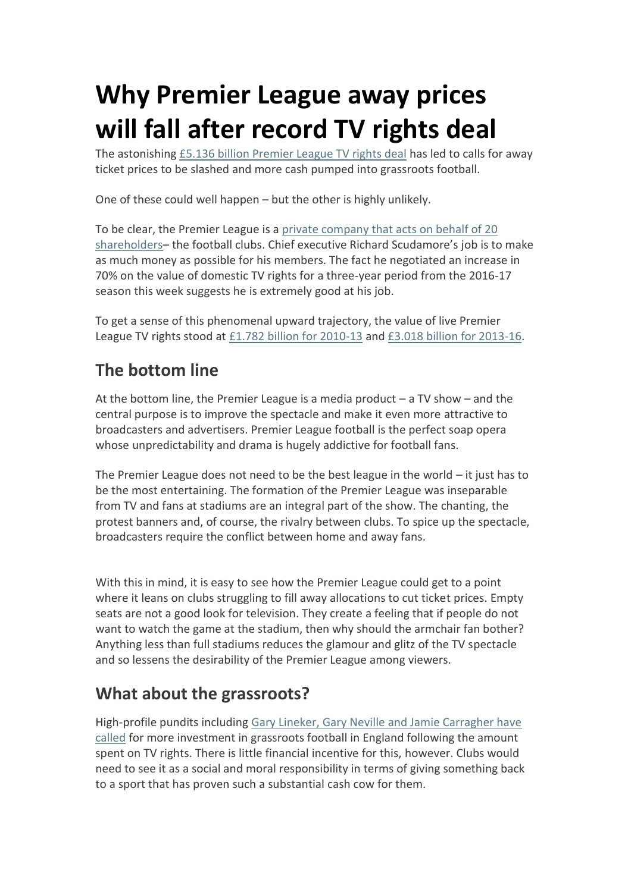# Why Premier League away prices will fall after record TV rights deal

The astonishing £5.136 billion Premier League TV rights deal has led to calls for away ticket prices to be slashed and more cash pumped into grassroots football.

One of these could well happen – but the other is highly unlikely.

To be clear, the Premier League is a private company that acts on behalf of 20 shareholders– the football clubs. Chief executive Richard Scudamore's job is to make as much money as possible for his members. The fact he negotiated an increase in 70% on the value of domestic TV rights for a three-year period from the 2016-17 season this week suggests he is extremely good at his job.

To get a sense of this phenomenal upward trajectory, the value of live Premier League TV rights stood at £1.782 billion for 2010-13 and £3.018 billion for 2013-16.

## The bottom line

At the bottom line, the Premier League is a media product – a TV show – and the central purpose is to improve the spectacle and make it even more attractive to broadcasters and advertisers. Premier League football is the perfect soap opera whose unpredictability and drama is hugely addictive for football fans.

The Premier League does not need to be the best league in the world – it just has to be the most entertaining. The formation of the Premier League was inseparable from TV and fans at stadiums are an integral part of the show. The chanting, the protest banners and, of course, the rivalry between clubs. To spice up the spectacle, broadcasters require the conflict between home and away fans.

With this in mind, it is easy to see how the Premier League could get to a point where it leans on clubs struggling to fill away allocations to cut ticket prices. Empty seats are not a good look for television. They create a feeling that if people do not want to watch the game at the stadium, then why should the armchair fan bother? Anything less than full stadiums reduces the glamour and glitz of the TV spectacle and so lessens the desirability of the Premier League among viewers.

## What about the grassroots?

High-profile pundits including Gary Lineker, Gary Neville and Jamie Carragher have called for more investment in grassroots football in England following the amount spent on TV rights. There is little financial incentive for this, however. Clubs would need to see it as a social and moral responsibility in terms of giving something back to a sport that has proven such a substantial cash cow for them.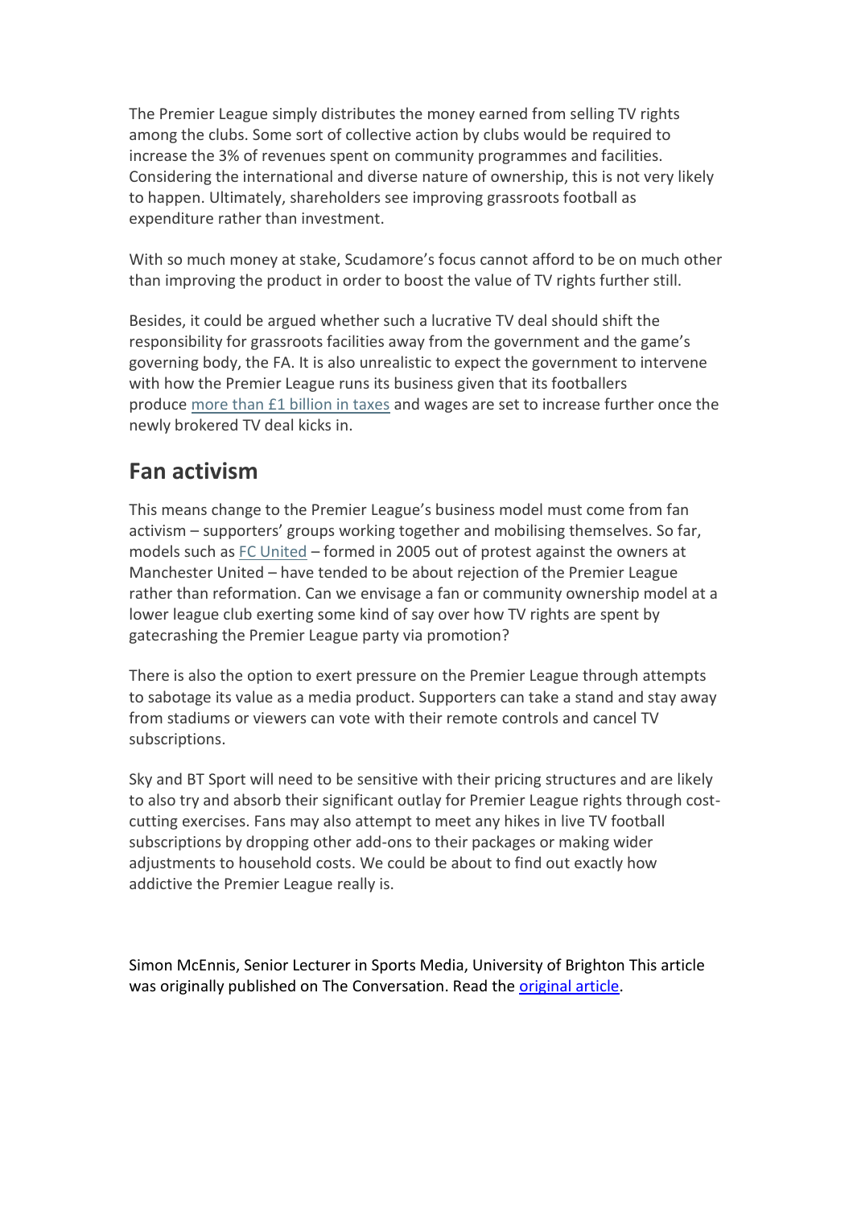The Premier League simply distributes the money earned from selling TV rights among the clubs. Some sort of collective action by clubs would be required to increase the 3% of revenues spent on community programmes and facilities. Considering the international and diverse nature of ownership, this is not very likely to happen. Ultimately, shareholders see improving grassroots football as expenditure rather than investment.

With so much money at stake, Scudamore's focus cannot afford to be on much other than improving the product in order to boost the value of TV rights further still.

Besides, it could be argued whether such a lucrative TV deal should shift the responsibility for grassroots facilities away from the government and the game's governing body, the FA. It is also unrealistic to expect the government to intervene with how the Premier League runs its business given that its footballers produce more than £1 billion in taxes and wages are set to increase further once the newly brokered TV deal kicks in.

## Fan activism

This means change to the Premier League's business model must come from fan activism – supporters' groups working together and mobilising themselves. So far, models such as FC United – formed in 2005 out of protest against the owners at Manchester United – have tended to be about rejection of the Premier League rather than reformation. Can we envisage a fan or community ownership model at a lower league club exerting some kind of say over how TV rights are spent by gatecrashing the Premier League party via promotion?

There is also the option to exert pressure on the Premier League through attempts to sabotage its value as a media product. Supporters can take a stand and stay away from stadiums or viewers can vote with their remote controls and cancel TV subscriptions.

Sky and BT Sport will need to be sensitive with their pricing structures and are likely to also try and absorb their significant outlay for Premier League rights through cost-cutting exercises. Fans may also attempt to meet any hikes in live TV football subscriptions by dropping other add-ons to their packages or making wider adjustments to household costs. We could be about to find out exactly how addictive the Premier League really is.

Simon McEnnis, Senior Lecturer in Sports Media, University of Brighton This article was originally published on The Conversation. Read the original article.